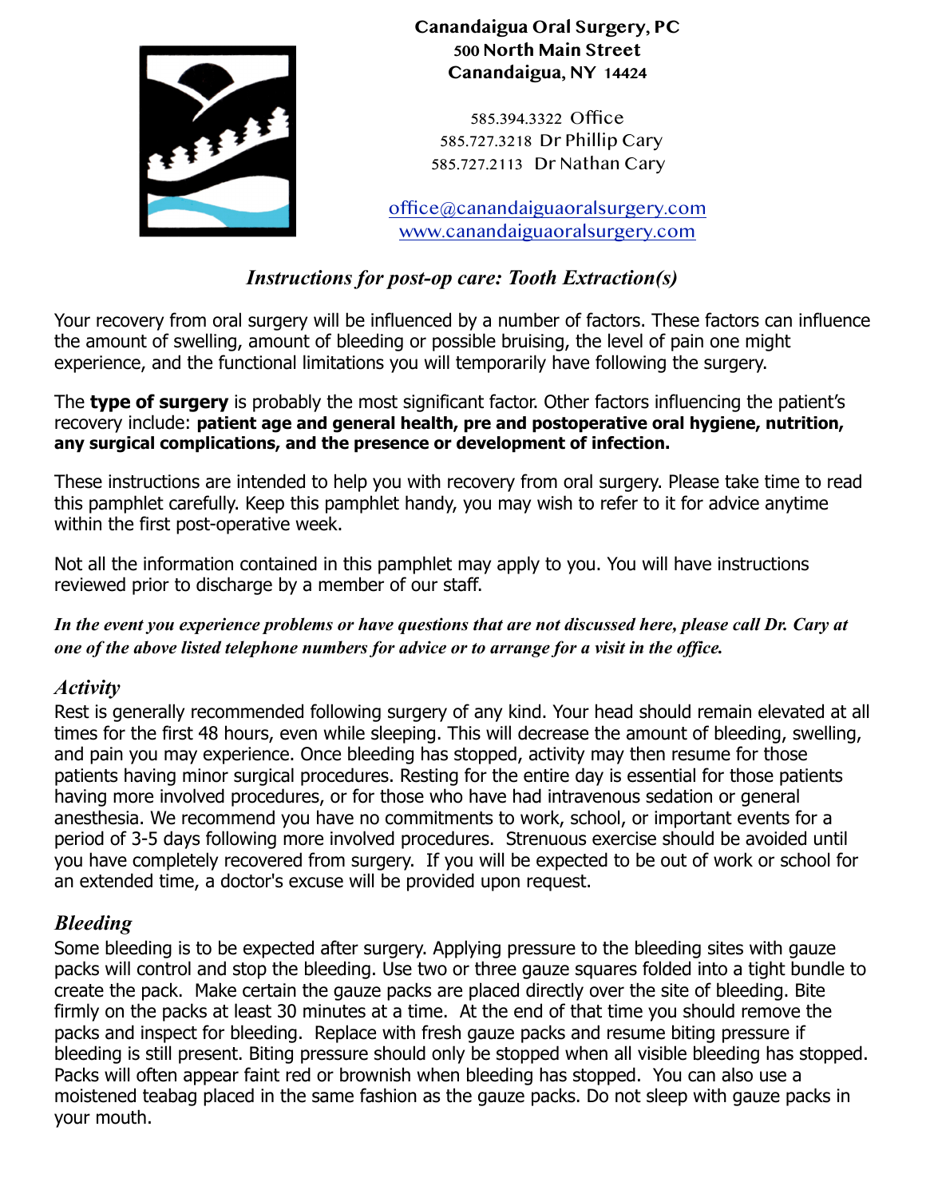**Canandaigua Oral Surgery, PC**
**500 North Main Street**
**Canandaigua, NY 14424**

585.394.3322 Office
585.727.3218 Dr Phillip Cary
585.727.2113 Dr Nathan Cary

office@canandaiguaoralsurgery.com
www.canandaiguaoralsurgery.com

# *Instructions for post-op care: Tooth Extraction(s)*

Your recovery from oral surgery will be influenced by a number of factors. These factors can influence the amount of swelling, amount of bleeding or possible bruising, the level of pain one might experience, and the functional limitations you will temporarily have following the surgery.

The **type of surgery** is probably the most significant factor. Other factors influencing the patient's recovery include: **patient age and general health, pre and postoperative oral hygiene, nutrition, any surgical complications, and the presence or development of infection.**

These instructions are intended to help you with recovery from oral surgery. Please take time to read this pamphlet carefully. Keep this pamphlet handy, you may wish to refer to it for advice anytime within the first post-operative week.

Not all the information contained in this pamphlet may apply to you. You will have instructions reviewed prior to discharge by a member of our staff.

***In the event you experience problems or have questions that are not discussed here, please call Dr. Cary at one of the above listed telephone numbers for advice or to arrange for a visit in the office.***

## *Activity*

Rest is generally recommended following surgery of any kind. Your head should remain elevated at all times for the first 48 hours, even while sleeping. This will decrease the amount of bleeding, swelling, and pain you may experience. Once bleeding has stopped, activity may then resume for those patients having minor surgical procedures. Resting for the entire day is essential for those patients having more involved procedures, or for those who have had intravenous sedation or general anesthesia. We recommend you have no commitments to work, school, or important events for a period of 3-5 days following more involved procedures. Strenuous exercise should be avoided until you have completely recovered from surgery. If you will be expected to be out of work or school for an extended time, a doctor's excuse will be provided upon request.

## *Bleeding*

Some bleeding is to be expected after surgery. Applying pressure to the bleeding sites with gauze packs will control and stop the bleeding. Use two or three gauze squares folded into a tight bundle to create the pack. Make certain the gauze packs are placed directly over the site of bleeding. Bite firmly on the packs at least 30 minutes at a time. At the end of that time you should remove the packs and inspect for bleeding. Replace with fresh gauze packs and resume biting pressure if bleeding is still present. Biting pressure should only be stopped when all visible bleeding has stopped. Packs will often appear faint red or brownish when bleeding has stopped. You can also use a moistened teabag placed in the same fashion as the gauze packs. Do not sleep with gauze packs in your mouth.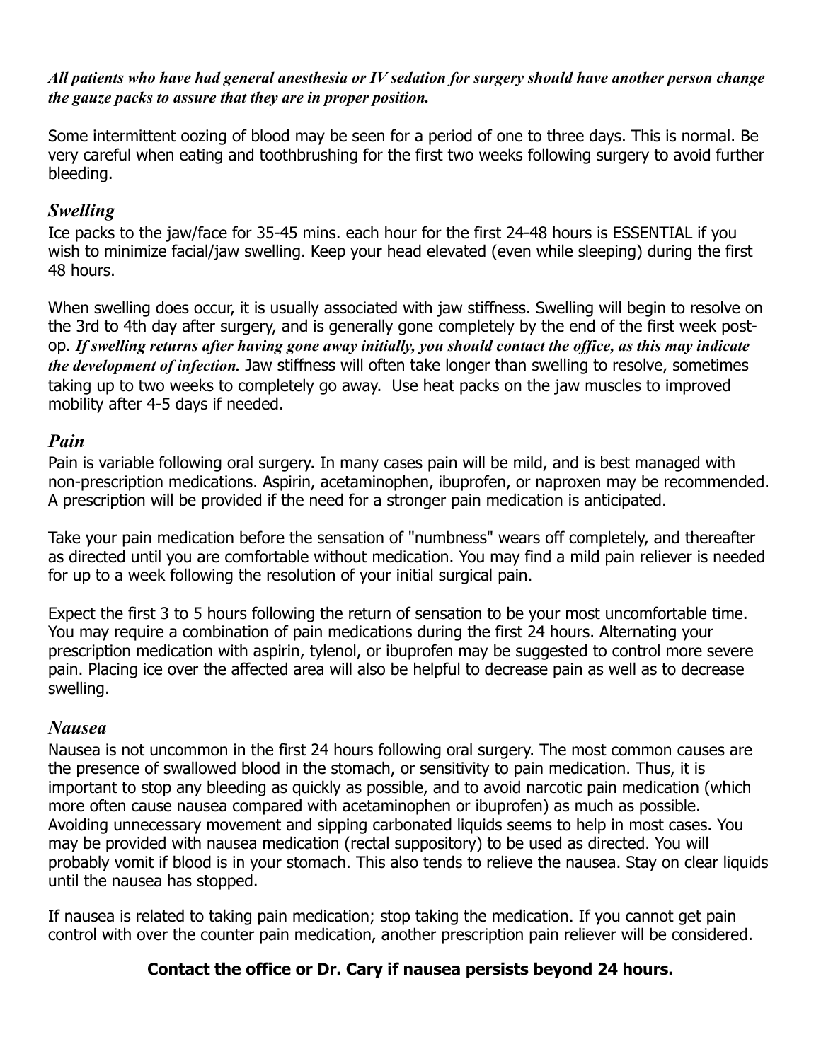***All patients who have had general anesthesia or IV sedation for surgery should have another person change the gauze packs to assure that they are in proper position.***

Some intermittent oozing of blood may be seen for a period of one to three days. This is normal. Be very careful when eating and toothbrushing for the first two weeks following surgery to avoid further bleeding.

### *Swelling*

Ice packs to the jaw/face for 35-45 mins. each hour for the first 24-48 hours is ESSENTIAL if you wish to minimize facial/jaw swelling. Keep your head elevated (even while sleeping) during the first 48 hours.

When swelling does occur, it is usually associated with jaw stiffness. Swelling will begin to resolve on the 3rd to 4th day after surgery, and is generally gone completely by the end of the first week post-op. ***If swelling returns after having gone away initially, you should contact the office, as this may indicate the development of infection.*** Jaw stiffness will often take longer than swelling to resolve, sometimes taking up to two weeks to completely go away. Use heat packs on the jaw muscles to improved mobility after 4-5 days if needed.

### *Pain*

Pain is variable following oral surgery. In many cases pain will be mild, and is best managed with non-prescription medications. Aspirin, acetaminophen, ibuprofen, or naproxen may be recommended. A prescription will be provided if the need for a stronger pain medication is anticipated.

Take your pain medication before the sensation of "numbness" wears off completely, and thereafter as directed until you are comfortable without medication. You may find a mild pain reliever is needed for up to a week following the resolution of your initial surgical pain.

Expect the first 3 to 5 hours following the return of sensation to be your most uncomfortable time. You may require a combination of pain medications during the first 24 hours. Alternating your prescription medication with aspirin, tylenol, or ibuprofen may be suggested to control more severe pain. Placing ice over the affected area will also be helpful to decrease pain as well as to decrease swelling.

### *Nausea*

Nausea is not uncommon in the first 24 hours following oral surgery. The most common causes are the presence of swallowed blood in the stomach, or sensitivity to pain medication. Thus, it is important to stop any bleeding as quickly as possible, and to avoid narcotic pain medication (which more often cause nausea compared with acetaminophen or ibuprofen) as much as possible. Avoiding unnecessary movement and sipping carbonated liquids seems to help in most cases. You may be provided with nausea medication (rectal suppository) to be used as directed. You will probably vomit if blood is in your stomach. This also tends to relieve the nausea. Stay on clear liquids until the nausea has stopped.

If nausea is related to taking pain medication; stop taking the medication. If you cannot get pain control with over the counter pain medication, another prescription pain reliever will be considered.

**Contact the office or Dr. Cary if nausea persists beyond 24 hours.**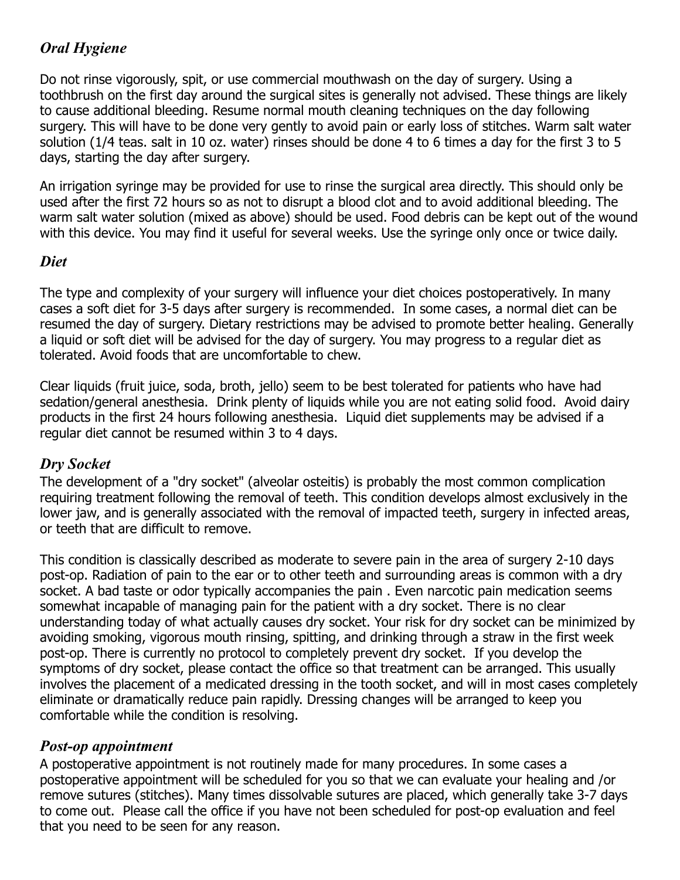### *Oral Hygiene*

Do not rinse vigorously, spit, or use commercial mouthwash on the day of surgery. Using a toothbrush on the first day around the surgical sites is generally not advised. These things are likely to cause additional bleeding. Resume normal mouth cleaning techniques on the day following surgery. This will have to be done very gently to avoid pain or early loss of stitches. Warm salt water solution (1/4 teas. salt in 10 oz. water) rinses should be done 4 to 6 times a day for the first 3 to 5 days, starting the day after surgery.

An irrigation syringe may be provided for use to rinse the surgical area directly. This should only be used after the first 72 hours so as not to disrupt a blood clot and to avoid additional bleeding. The warm salt water solution (mixed as above) should be used. Food debris can be kept out of the wound with this device. You may find it useful for several weeks. Use the syringe only once or twice daily.

### *Diet*

The type and complexity of your surgery will influence your diet choices postoperatively. In many cases a soft diet for 3-5 days after surgery is recommended. In some cases, a normal diet can be resumed the day of surgery. Dietary restrictions may be advised to promote better healing. Generally a liquid or soft diet will be advised for the day of surgery. You may progress to a regular diet as tolerated. Avoid foods that are uncomfortable to chew.

Clear liquids (fruit juice, soda, broth, jello) seem to be best tolerated for patients who have had sedation/general anesthesia. Drink plenty of liquids while you are not eating solid food. Avoid dairy products in the first 24 hours following anesthesia. Liquid diet supplements may be advised if a regular diet cannot be resumed within 3 to 4 days.

### *Dry Socket*

The development of a "dry socket" (alveolar osteitis) is probably the most common complication requiring treatment following the removal of teeth. This condition develops almost exclusively in the lower jaw, and is generally associated with the removal of impacted teeth, surgery in infected areas, or teeth that are difficult to remove.

This condition is classically described as moderate to severe pain in the area of surgery 2-10 days post-op. Radiation of pain to the ear or to other teeth and surrounding areas is common with a dry socket. A bad taste or odor typically accompanies the pain . Even narcotic pain medication seems somewhat incapable of managing pain for the patient with a dry socket. There is no clear understanding today of what actually causes dry socket. Your risk for dry socket can be minimized by avoiding smoking, vigorous mouth rinsing, spitting, and drinking through a straw in the first week post-op. There is currently no protocol to completely prevent dry socket. If you develop the symptoms of dry socket, please contact the office so that treatment can be arranged. This usually involves the placement of a medicated dressing in the tooth socket, and will in most cases completely eliminate or dramatically reduce pain rapidly. Dressing changes will be arranged to keep you comfortable while the condition is resolving.

### *Post-op appointment*

A postoperative appointment is not routinely made for many procedures. In some cases a postoperative appointment will be scheduled for you so that we can evaluate your healing and /or remove sutures (stitches). Many times dissolvable sutures are placed, which generally take 3-7 days to come out. Please call the office if you have not been scheduled for post-op evaluation and feel that you need to be seen for any reason.